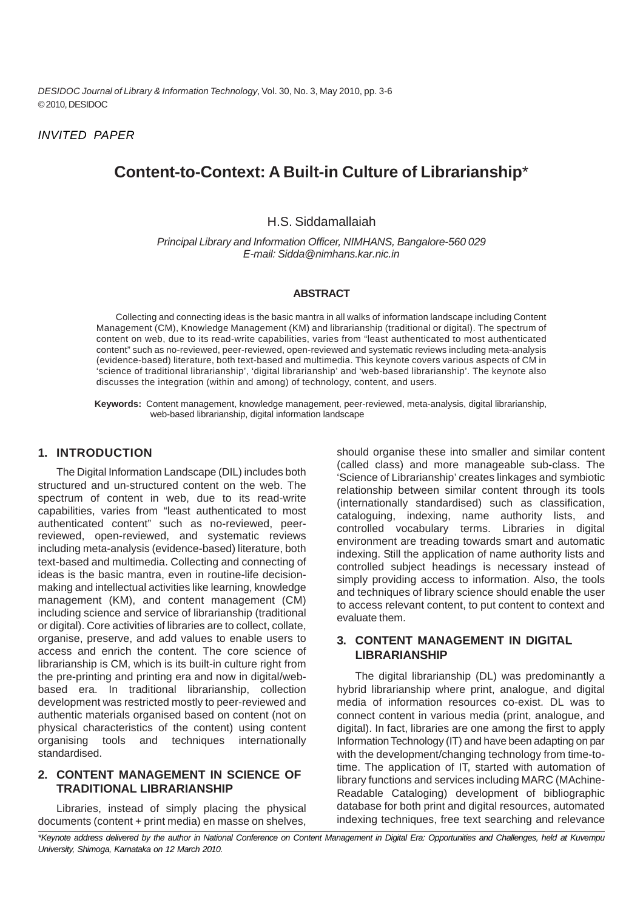*INVITED PAPER*

# Content-to-Context: A Built-in Culture of Librarianship*

H.S. Siddamallaiah

*Principal Library and Information Officer, NIMHANS, Bangalore-560 029*
*E-mail: Sidda@nimhans.kar.nic.in*

## ABSTRACT

Collecting and connecting ideas is the basic mantra in all walks of information landscape including Content Management (CM), Knowledge Management (KM) and librarianship (traditional or digital). The spectrum of content on web, due to its read-write capabilities, varies from "least authenticated to most authenticated content" such as no-reviewed, peer-reviewed, open-reviewed and systematic reviews including meta-analysis (evidence-based) literature, both text-based and multimedia. This keynote covers various aspects of CM in 'science of traditional librarianship', 'digital librarianship' and 'web-based librarianship'. The keynote also discusses the integration (within and among) of technology, content, and users.

**Keywords:** Content management, knowledge management, peer-reviewed, meta-analysis, digital librarianship, web-based librarianship, digital information landscape

## 1. INTRODUCTION

The Digital Information Landscape (DIL) includes both structured and un-structured content on the web. The spectrum of content in web, due to its read-write capabilities, varies from "least authenticated to most authenticated content" such as no-reviewed, peer-reviewed, open-reviewed, and systematic reviews including meta-analysis (evidence-based) literature, both text-based and multimedia. Collecting and connecting of ideas is the basic mantra, even in routine-life decision-making and intellectual activities like learning, knowledge management (KM), and content management (CM) including science and service of librarianship (traditional or digital). Core activities of libraries are to collect, collate, organise, preserve, and add values to enable users to access and enrich the content. The core science of librarianship is CM, which is its built-in culture right from the pre-printing and printing era and now in digital/web-based era. In traditional librarianship, collection development was restricted mostly to peer-reviewed and authentic materials organised based on content (not on physical characteristics of the content) using content organising tools and techniques internationally standardised.

## 2. CONTENT MANAGEMENT IN SCIENCE OF TRADITIONAL LIBRARIANSHIP

Libraries, instead of simply placing the physical documents (content + print media) en masse on shelves, should organise these into smaller and similar content (called class) and more manageable sub-class. The 'Science of Librarianship' creates linkages and symbiotic relationship between similar content through its tools (internationally standardised) such as classification, cataloguing, indexing, name authority lists, and controlled vocabulary terms. Libraries in digital environment are treading towards smart and automatic indexing. Still the application of name authority lists and controlled subject headings is necessary instead of simply providing access to information. Also, the tools and techniques of library science should enable the user to access relevant content, to put content to context and evaluate them.

## 3. CONTENT MANAGEMENT IN DIGITAL LIBRARIANSHIP

The digital librarianship (DL) was predominantly a hybrid librarianship where print, analogue, and digital media of information resources co-exist. DL was to connect content in various media (print, analogue, and digital). In fact, libraries are one among the first to apply Information Technology (IT) and have been adapting on par with the development/changing technology from time-to-time. The application of IT, started with automation of library functions and services including MARC (MAchine-Readable Cataloging) development of bibliographic database for both print and digital resources, automated indexing techniques, free text searching and relevance

*\*Keynote address delivered by the author in National Conference on Content Management in Digital Era: Opportunities and Challenges, held at Kuvempu University, Shimoga, Karnataka on 12 March 2010.*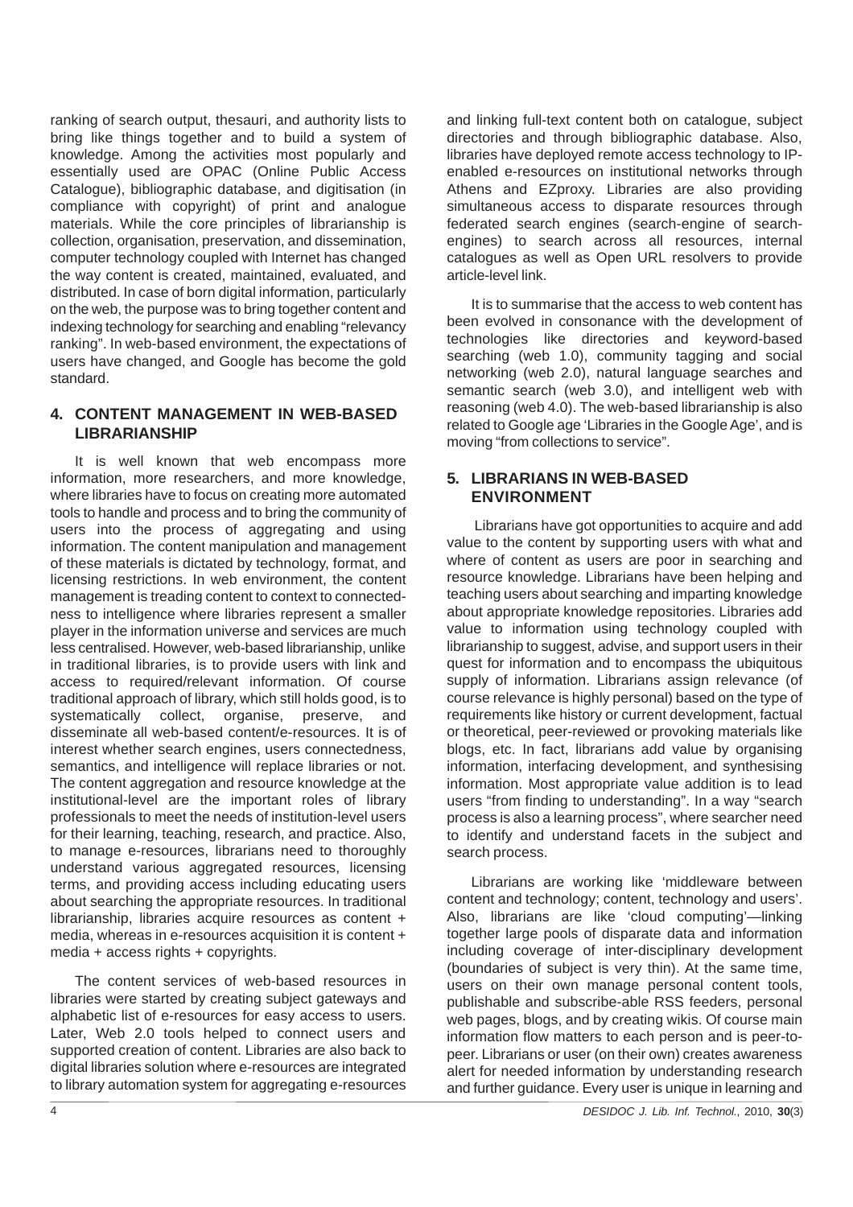ranking of search output, thesauri, and authority lists to bring like things together and to build a system of knowledge. Among the activities most popularly and essentially used are OPAC (Online Public Access Catalogue), bibliographic database, and digitisation (in compliance with copyright) of print and analogue materials. While the core principles of librarianship is collection, organisation, preservation, and dissemination, computer technology coupled with Internet has changed the way content is created, maintained, evaluated, and distributed. In case of born digital information, particularly on the web, the purpose was to bring together content and indexing technology for searching and enabling "relevancy ranking". In web-based environment, the expectations of users have changed, and Google has become the gold standard.

## 4. CONTENT MANAGEMENT IN WEB-BASED LIBRARIANSHIP

It is well known that web encompass more information, more researchers, and more knowledge, where libraries have to focus on creating more automated tools to handle and process and to bring the community of users into the process of aggregating and using information. The content manipulation and management of these materials is dictated by technology, format, and licensing restrictions. In web environment, the content management is treading content to context to connectedness to intelligence where libraries represent a smaller player in the information universe and services are much less centralised. However, web-based librarianship, unlike in traditional libraries, is to provide users with link and access to required/relevant information. Of course traditional approach of library, which still holds good, is to systematically collect, organise, preserve, and disseminate all web-based content/e-resources. It is of interest whether search engines, users connectedness, semantics, and intelligence will replace libraries or not. The content aggregation and resource knowledge at the institutional-level are the important roles of library professionals to meet the needs of institution-level users for their learning, teaching, research, and practice. Also, to manage e-resources, librarians need to thoroughly understand various aggregated resources, licensing terms, and providing access including educating users about searching the appropriate resources. In traditional librarianship, libraries acquire resources as content + media, whereas in e-resources acquisition it is content + media + access rights + copyrights.

The content services of web-based resources in libraries were started by creating subject gateways and alphabetic list of e-resources for easy access to users. Later, Web 2.0 tools helped to connect users and supported creation of content. Libraries are also back to digital libraries solution where e-resources are integrated to library automation system for aggregating e-resources and linking full-text content both on catalogue, subject directories and through bibliographic database. Also, libraries have deployed remote access technology to IP-enabled e-resources on institutional networks through Athens and EZproxy. Libraries are also providing simultaneous access to disparate resources through federated search engines (search-engine of search-engines) to search across all resources, internal catalogues as well as Open URL resolvers to provide article-level link.

It is to summarise that the access to web content has been evolved in consonance with the development of technologies like directories and keyword-based searching (web 1.0), community tagging and social networking (web 2.0), natural language searches and semantic search (web 3.0), and intelligent web with reasoning (web 4.0). The web-based librarianship is also related to Google age 'Libraries in the Google Age', and is moving "from collections to service".

## 5. LIBRARIANS IN WEB-BASED ENVIRONMENT

Librarians have got opportunities to acquire and add value to the content by supporting users with what and where of content as users are poor in searching and resource knowledge. Librarians have been helping and teaching users about searching and imparting knowledge about appropriate knowledge repositories. Libraries add value to information using technology coupled with librarianship to suggest, advise, and support users in their quest for information and to encompass the ubiquitous supply of information. Librarians assign relevance (of course relevance is highly personal) based on the type of requirements like history or current development, factual or theoretical, peer-reviewed or provoking materials like blogs, etc. In fact, librarians add value by organising information, interfacing development, and synthesising information. Most appropriate value addition is to lead users "from finding to understanding". In a way "search process is also a learning process", where searcher need to identify and understand facets in the subject and search process.

Librarians are working like 'middleware between content and technology; content, technology and users'. Also, librarians are like 'cloud computing'—linking together large pools of disparate data and information including coverage of inter-disciplinary development (boundaries of subject is very thin). At the same time, users on their own manage personal content tools, publishable and subscribe-able RSS feeders, personal web pages, blogs, and by creating wikis. Of course main information flow matters to each person and is peer-to-peer. Librarians or user (on their own) creates awareness alert for needed information by understanding research and further guidance. Every user is unique in learning and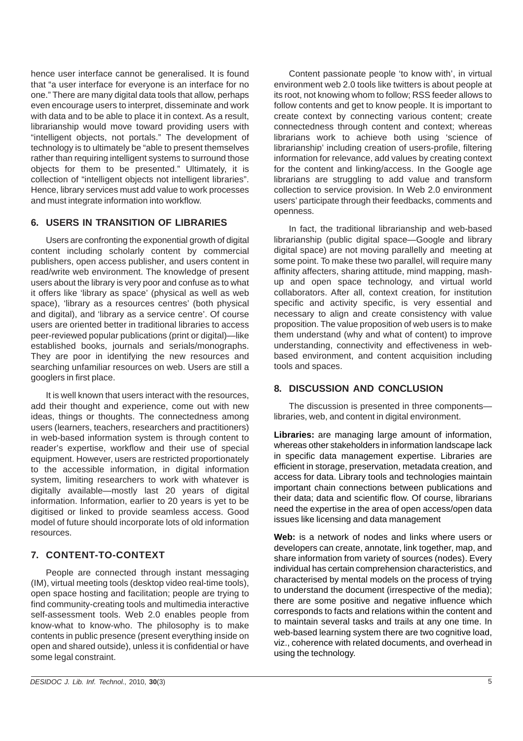hence user interface cannot be generalised. It is found that "a user interface for everyone is an interface for no one." There are many digital data tools that allow, perhaps even encourage users to interpret, disseminate and work with data and to be able to place it in context. As a result, librarianship would move toward providing users with "intelligent objects, not portals." The development of technology is to ultimately be "able to present themselves rather than requiring intelligent systems to surround those objects for them to be presented." Ultimately, it is collection of "intelligent objects not intelligent libraries". Hence, library services must add value to work processes and must integrate information into workflow.

## 6. USERS IN TRANSITION OF LIBRARIES

Users are confronting the exponential growth of digital content including scholarly content by commercial publishers, open access publisher, and users content in read/write web environment. The knowledge of present users about the library is very poor and confuse as to what it offers like 'library as space' (physical as well as web space), 'library as a resources centres' (both physical and digital), and 'library as a service centre'. Of course users are oriented better in traditional libraries to access peer-reviewed popular publications (print or digital)—like established books, journals and serials/monographs. They are poor in identifying the new resources and searching unfamiliar resources on web. Users are still a googlers in first place.

It is well known that users interact with the resources, add their thought and experience, come out with new ideas, things or thoughts. The connectedness among users (learners, teachers, researchers and practitioners) in web-based information system is through content to reader's expertise, workflow and their use of special equipment. However, users are restricted proportionately to the accessible information, in digital information system, limiting researchers to work with whatever is digitally available—mostly last 20 years of digital information. Information, earlier to 20 years is yet to be digitised or linked to provide seamless access. Good model of future should incorporate lots of old information resources.

## 7. CONTENT-TO-CONTEXT

People are connected through instant messaging (IM), virtual meeting tools (desktop video real-time tools), open space hosting and facilitation; people are trying to find community-creating tools and multimedia interactive self-assessment tools. Web 2.0 enables people from know-what to know-who. The philosophy is to make contents in public presence (present everything inside on open and shared outside), unless it is confidential or have some legal constraint.

Content passionate people 'to know with', in virtual environment web 2.0 tools like twitters is about people at its root, not knowing whom to follow; RSS feeder allows to follow contents and get to know people. It is important to create context by connecting various content; create connectedness through content and context; whereas librarians work to achieve both using 'science of librarianship' including creation of users-profile, filtering information for relevance, add values by creating context for the content and linking/access. In the Google age librarians are struggling to add value and transform collection to service provision. In Web 2.0 environment users' participate through their feedbacks, comments and openness.

In fact, the traditional librarianship and web-based librarianship (public digital space—Google and library digital space) are not moving parallelly and meeting at some point. To make these two parallel, will require many affinity affecters, sharing attitude, mind mapping, mash-up and open space technology, and virtual world collaborators. After all, context creation, for institution specific and activity specific, is very essential and necessary to align and create consistency with value proposition. The value proposition of web users is to make them understand (why and what of content) to improve understanding, connectivity and effectiveness in web-based environment, and content acquisition including tools and spaces.

## 8. DISCUSSION AND CONCLUSION

The discussion is presented in three components—libraries, web, and content in digital environment.

**Libraries:** are managing large amount of information, whereas other stakeholders in information landscape lack in specific data management expertise. Libraries are efficient in storage, preservation, metadata creation, and access for data. Library tools and technologies maintain important chain connections between publications and their data; data and scientific flow. Of course, librarians need the expertise in the area of open access/open data issues like licensing and data management

**Web:** is a network of nodes and links where users or developers can create, annotate, link together, map, and share information from variety of sources (nodes). Every individual has certain comprehension characteristics, and characterised by mental models on the process of trying to understand the document (irrespective of the media); there are some positive and negative influence which corresponds to facts and relations within the content and to maintain several tasks and trails at any one time. In web-based learning system there are two cognitive load, viz., coherence with related documents, and overhead in using the technology.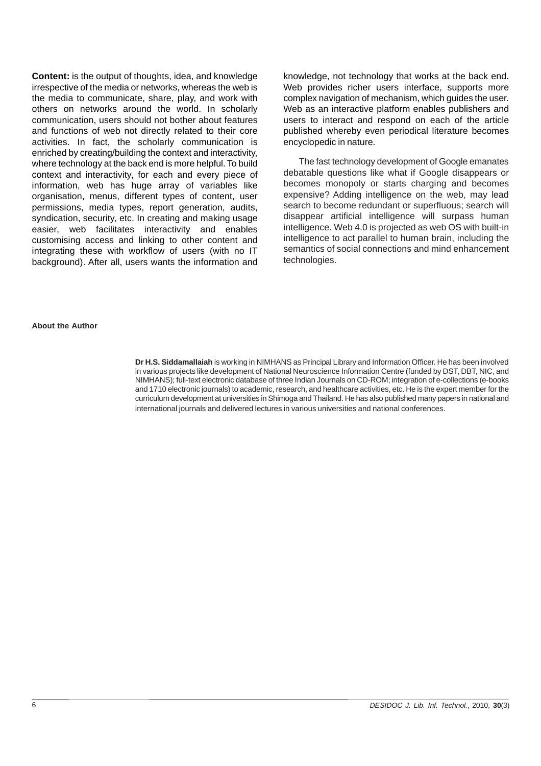**Content:** is the output of thoughts, idea, and knowledge irrespective of the media or networks, whereas the web is the media to communicate, share, play, and work with others on networks around the world. In scholarly communication, users should not bother about features and functions of web not directly related to their core activities. In fact, the scholarly communication is enriched by creating/building the context and interactivity, where technology at the back end is more helpful. To build context and interactivity, for each and every piece of information, web has huge array of variables like organisation, menus, different types of content, user permissions, media types, report generation, audits, syndication, security, etc. In creating and making usage easier, web facilitates interactivity and enables customising access and linking to other content and integrating these with workflow of users (with no IT background). After all, users wants the information and knowledge, not technology that works at the back end. Web provides richer users interface, supports more complex navigation of mechanism, which guides the user. Web as an interactive platform enables publishers and users to interact and respond on each of the article published whereby even periodical literature becomes encyclopedic in nature.

The fast technology development of Google emanates debatable questions like what if Google disappears or becomes monopoly or starts charging and becomes expensive? Adding intelligence on the web, may lead search to become redundant or superfluous; search will disappear artificial intelligence will surpass human intelligence. Web 4.0 is projected as web OS with built-in intelligence to act parallel to human brain, including the semantics of social connections and mind enhancement technologies.

#### About the Author

**Dr H.S. Siddamallaiah** is working in NIMHANS as Principal Library and Information Officer. He has been involved in various projects like development of National Neuroscience Information Centre (funded by DST, DBT, NIC, and NIMHANS); full-text electronic database of three Indian Journals on CD-ROM; integration of e-collections (e-books and 1710 electronic journals) to academic, research, and healthcare activities, etc. He is the expert member for the curriculum development at universities in Shimoga and Thailand. He has also published many papers in national and international journals and delivered lectures in various universities and national conferences.